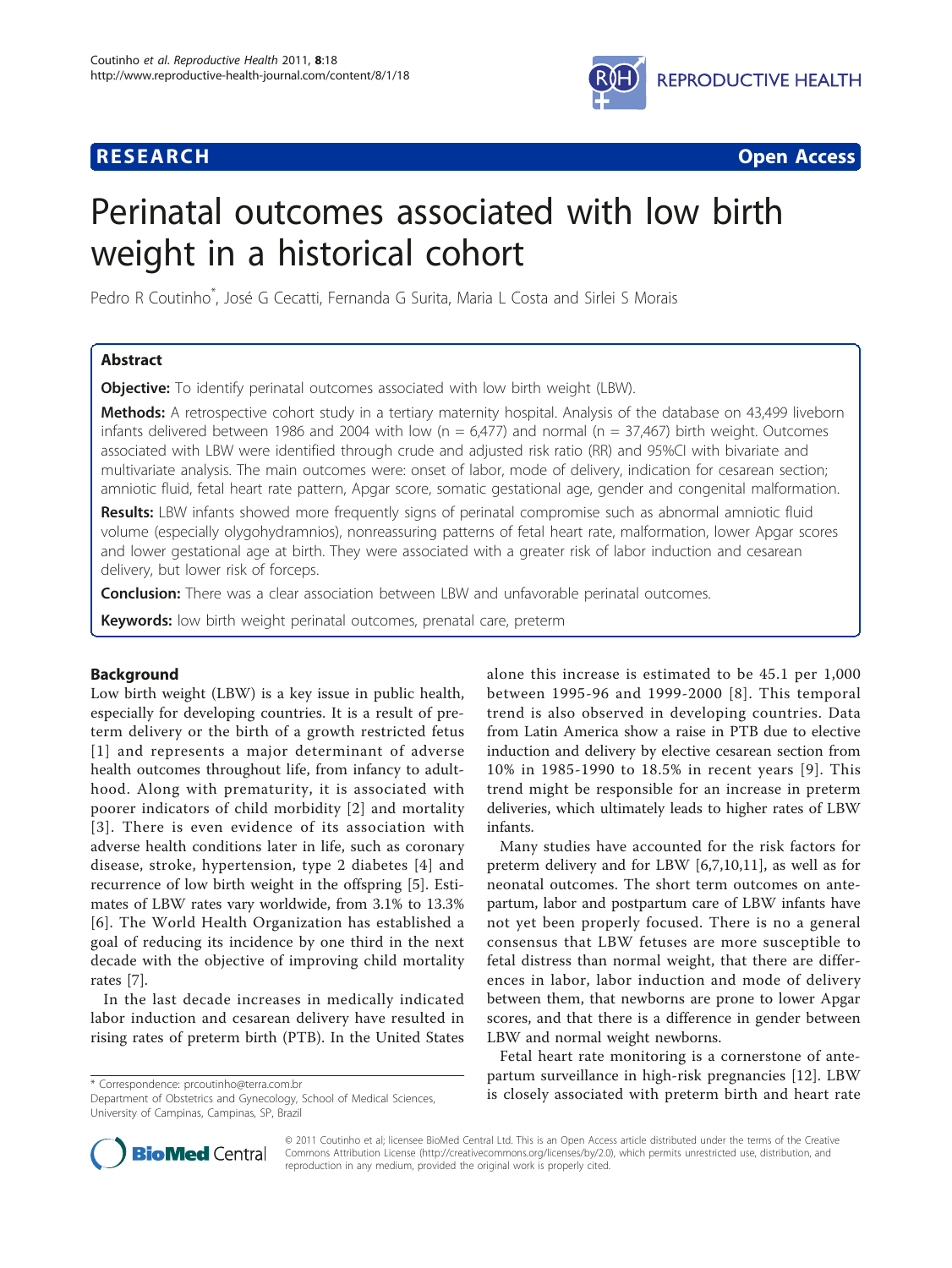**RESEARCH** **Open Access**

# Perinatal outcomes associated with low birth weight in a historical cohort

Pedro R Coutinho*, José G Cecatti, Fernanda G Surita, Maria L Costa and Sirlei S Morais

## Abstract

**Objective:** To identify perinatal outcomes associated with low birth weight (LBW).

**Methods:** A retrospective cohort study in a tertiary maternity hospital. Analysis of the database on 43,499 liveborn infants delivered between 1986 and 2004 with low (n = 6,477) and normal (n = 37,467) birth weight. Outcomes associated with LBW were identified through crude and adjusted risk ratio (RR) and 95%CI with bivariate and multivariate analysis. The main outcomes were: onset of labor, mode of delivery, indication for cesarean section; amniotic fluid, fetal heart rate pattern, Apgar score, somatic gestational age, gender and congenital malformation.

**Results:** LBW infants showed more frequently signs of perinatal compromise such as abnormal amniotic fluid volume (especially olygohydramnios), nonreassuring patterns of fetal heart rate, malformation, lower Apgar scores and lower gestational age at birth. They were associated with a greater risk of labor induction and cesarean delivery, but lower risk of forceps.

**Conclusion:** There was a clear association between LBW and unfavorable perinatal outcomes.

**Keywords:** low birth weight perinatal outcomes, prenatal care, preterm

## Background

Low birth weight (LBW) is a key issue in public health, especially for developing countries. It is a result of preterm delivery or the birth of a growth restricted fetus [1] and represents a major determinant of adverse health outcomes throughout life, from infancy to adulthood. Along with prematurity, it is associated with poorer indicators of child morbidity [2] and mortality [3]. There is even evidence of its association with adverse health conditions later in life, such as coronary disease, stroke, hypertension, type 2 diabetes [4] and recurrence of low birth weight in the offspring [5]. Estimates of LBW rates vary worldwide, from 3.1% to 13.3% [6]. The World Health Organization has established a goal of reducing its incidence by one third in the next decade with the objective of improving child mortality rates [7].

In the last decade increases in medically indicated labor induction and cesarean delivery have resulted in rising rates of preterm birth (PTB). In the United States alone this increase is estimated to be 45.1 per 1,000 between 1995-96 and 1999-2000 [8]. This temporal trend is also observed in developing countries. Data from Latin America show a raise in PTB due to elective induction and delivery by elective cesarean section from 10% in 1985-1990 to 18.5% in recent years [9]. This trend might be responsible for an increase in preterm deliveries, which ultimately leads to higher rates of LBW infants.

Many studies have accounted for the risk factors for preterm delivery and for LBW [6,7,10,11], as well as for neonatal outcomes. The short term outcomes on antepartum, labor and postpartum care of LBW infants have not yet been properly focused. There is no a general consensus that LBW fetuses are more susceptible to fetal distress than normal weight, that there are differences in labor, labor induction and mode of delivery between them, that newborns are prone to lower Apgar scores, and that there is a difference in gender between LBW and normal weight newborns.

Fetal heart rate monitoring is a cornerstone of antepartum surveillance in high-risk pregnancies [12]. LBW is closely associated with preterm birth and heart rate

* Correspondence: prcoutinho@terra.com.br
Department of Obstetrics and Gynecology, School of Medical Sciences, University of Campinas, Campinas, SP, Brazil

© 2011 Coutinho et al; licensee BioMed Central Ltd. This is an Open Access article distributed under the terms of the Creative Commons Attribution License (http://creativecommons.org/licenses/by/2.0), which permits unrestricted use, distribution, and reproduction in any medium, provided the original work is properly cited.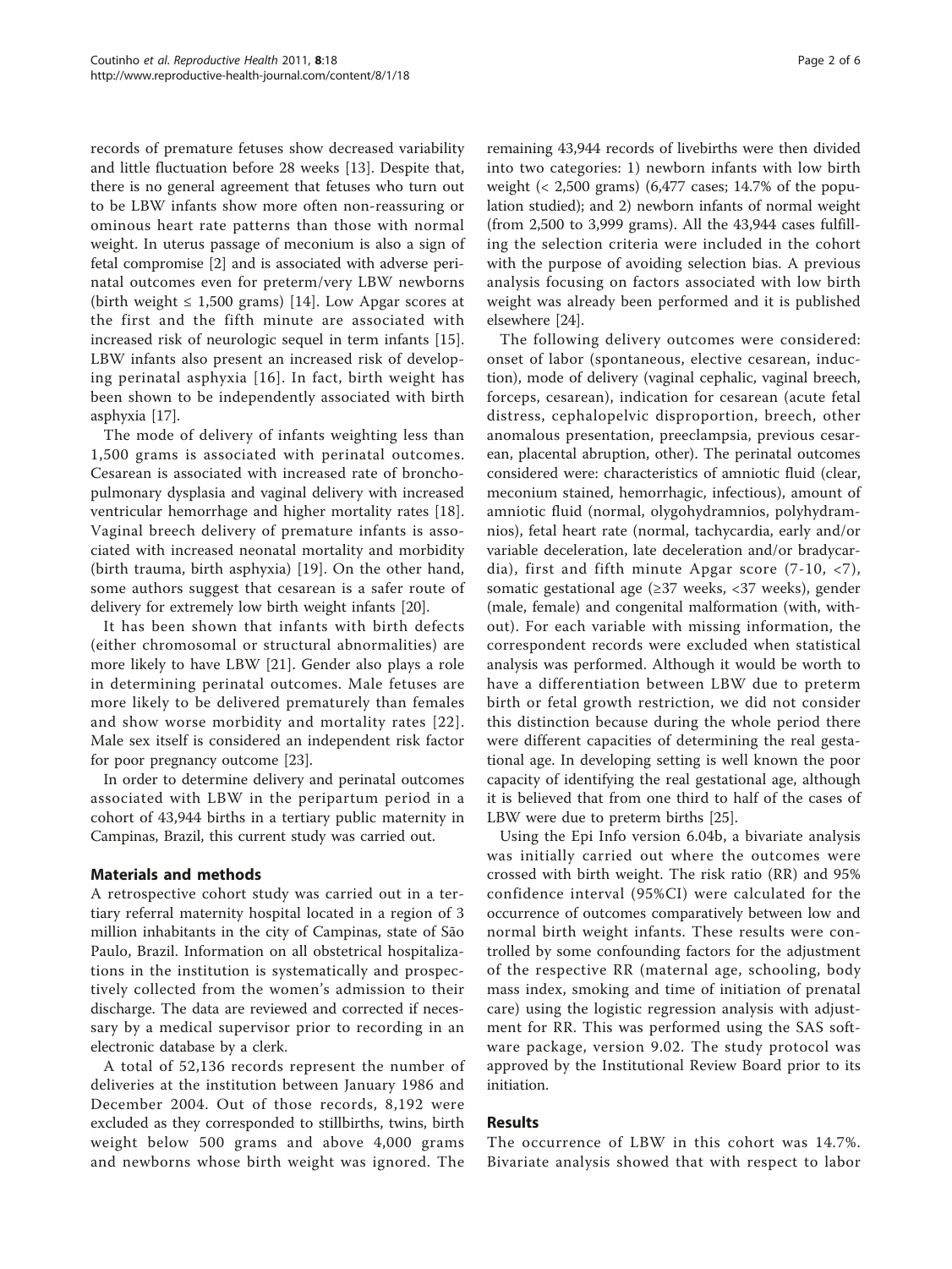records of premature fetuses show decreased variability and little fluctuation before 28 weeks [13]. Despite that, there is no general agreement that fetuses who turn out to be LBW infants show more often non-reassuring or ominous heart rate patterns than those with normal weight. In uterus passage of meconium is also a sign of fetal compromise [2] and is associated with adverse perinatal outcomes even for preterm/very LBW newborns (birth weight ≤ 1,500 grams) [14]. Low Apgar scores at the first and the fifth minute are associated with increased risk of neurologic sequel in term infants [15]. LBW infants also present an increased risk of developing perinatal asphyxia [16]. In fact, birth weight has been shown to be independently associated with birth asphyxia [17].

The mode of delivery of infants weighting less than 1,500 grams is associated with perinatal outcomes. Cesarean is associated with increased rate of bronchopulmonary dysplasia and vaginal delivery with increased ventricular hemorrhage and higher mortality rates [18]. Vaginal breech delivery of premature infants is associated with increased neonatal mortality and morbidity (birth trauma, birth asphyxia) [19]. On the other hand, some authors suggest that cesarean is a safer route of delivery for extremely low birth weight infants [20].

It has been shown that infants with birth defects (either chromosomal or structural abnormalities) are more likely to have LBW [21]. Gender also plays a role in determining perinatal outcomes. Male fetuses are more likely to be delivered prematurely than females and show worse morbidity and mortality rates [22]. Male sex itself is considered an independent risk factor for poor pregnancy outcome [23].

In order to determine delivery and perinatal outcomes associated with LBW in the peripartum period in a cohort of 43,944 births in a tertiary public maternity in Campinas, Brazil, this current study was carried out.

## Materials and methods

A retrospective cohort study was carried out in a tertiary referral maternity hospital located in a region of 3 million inhabitants in the city of Campinas, state of São Paulo, Brazil. Information on all obstetrical hospitalizations in the institution is systematically and prospectively collected from the women's admission to their discharge. The data are reviewed and corrected if necessary by a medical supervisor prior to recording in an electronic database by a clerk.

A total of 52,136 records represent the number of deliveries at the institution between January 1986 and December 2004. Out of those records, 8,192 were excluded as they corresponded to stillbirths, twins, birth weight below 500 grams and above 4,000 grams and newborns whose birth weight was ignored. The remaining 43,944 records of livebirths were then divided into two categories: 1) newborn infants with low birth weight (< 2,500 grams) (6,477 cases; 14.7% of the population studied); and 2) newborn infants of normal weight (from 2,500 to 3,999 grams). All the 43,944 cases fulfilling the selection criteria were included in the cohort with the purpose of avoiding selection bias. A previous analysis focusing on factors associated with low birth weight was already been performed and it is published elsewhere [24].

The following delivery outcomes were considered: onset of labor (spontaneous, elective cesarean, induction), mode of delivery (vaginal cephalic, vaginal breech, forceps, cesarean), indication for cesarean (acute fetal distress, cephalopelvic disproportion, breech, other anomalous presentation, preeclampsia, previous cesarean, placental abruption, other). The perinatal outcomes considered were: characteristics of amniotic fluid (clear, meconium stained, hemorrhagic, infectious), amount of amniotic fluid (normal, olygohydramnios, polyhydramnios), fetal heart rate (normal, tachycardia, early and/or variable deceleration, late deceleration and/or bradycardia), first and fifth minute Apgar score (7-10, <7), somatic gestational age (≥37 weeks, <37 weeks), gender (male, female) and congenital malformation (with, without). For each variable with missing information, the correspondent records were excluded when statistical analysis was performed. Although it would be worth to have a differentiation between LBW due to preterm birth or fetal growth restriction, we did not consider this distinction because during the whole period there were different capacities of determining the real gestational age. In developing setting is well known the poor capacity of identifying the real gestational age, although it is believed that from one third to half of the cases of LBW were due to preterm births [25].

Using the Epi Info version 6.04b, a bivariate analysis was initially carried out where the outcomes were crossed with birth weight. The risk ratio (RR) and 95% confidence interval (95%CI) were calculated for the occurrence of outcomes comparatively between low and normal birth weight infants. These results were controlled by some confounding factors for the adjustment of the respective RR (maternal age, schooling, body mass index, smoking and time of initiation of prenatal care) using the logistic regression analysis with adjustment for RR. This was performed using the SAS software package, version 9.02. The study protocol was approved by the Institutional Review Board prior to its initiation.

## Results

The occurrence of LBW in this cohort was 14.7%. Bivariate analysis showed that with respect to labor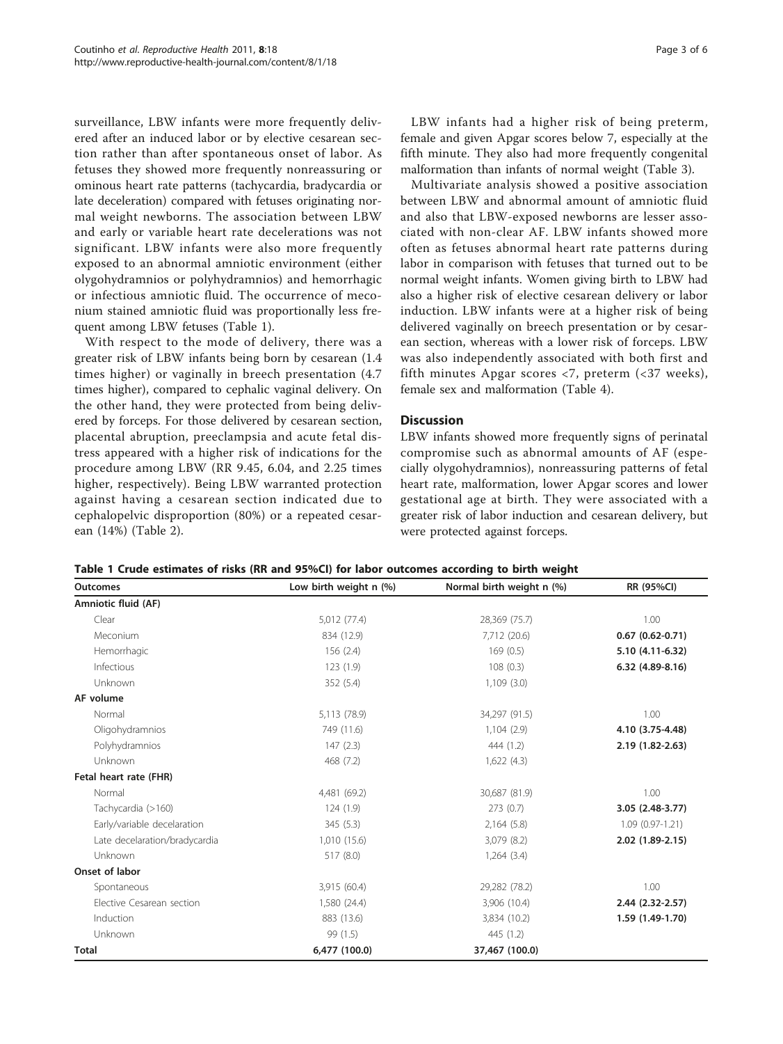surveillance, LBW infants were more frequently delivered after an induced labor or by elective cesarean section rather than after spontaneous onset of labor. As fetuses they showed more frequently nonreassuring or ominous heart rate patterns (tachycardia, bradycardia or late deceleration) compared with fetuses originating normal weight newborns. The association between LBW and early or variable heart rate decelerations was not significant. LBW infants were also more frequently exposed to an abnormal amniotic environment (either olygohydramnios or polyhydramnios) and hemorrhagic or infectious amniotic fluid. The occurrence of meconium stained amniotic fluid was proportionally less frequent among LBW fetuses (Table 1).

With respect to the mode of delivery, there was a greater risk of LBW infants being born by cesarean (1.4 times higher) or vaginally in breech presentation (4.7 times higher), compared to cephalic vaginal delivery. On the other hand, they were protected from being delivered by forceps. For those delivered by cesarean section, placental abruption, preeclampsia and acute fetal distress appeared with a higher risk of indications for the procedure among LBW (RR 9.45, 6.04, and 2.25 times higher, respectively). Being LBW warranted protection against having a cesarean section indicated due to cephalopelvic disproportion (80%) or a repeated cesarean (14%) (Table 2).

LBW infants had a higher risk of being preterm, female and given Apgar scores below 7, especially at the fifth minute. They also had more frequently congenital malformation than infants of normal weight (Table 3).

Multivariate analysis showed a positive association between LBW and abnormal amount of amniotic fluid and also that LBW-exposed newborns are lesser associated with non-clear AF. LBW infants showed more often as fetuses abnormal heart rate patterns during labor in comparison with fetuses that turned out to be normal weight infants. Women giving birth to LBW had also a higher risk of elective cesarean delivery or labor induction. LBW infants were at a higher risk of being delivered vaginally on breech presentation or by cesarean section, whereas with a lower risk of forceps. LBW was also independently associated with both first and fifth minutes Apgar scores <7, preterm (<37 weeks), female sex and malformation (Table 4).

## Discussion

LBW infants showed more frequently signs of perinatal compromise such as abnormal amounts of AF (especially olygohydramnios), nonreassuring patterns of fetal heart rate, malformation, lower Apgar scores and lower gestational age at birth. They were associated with a greater risk of labor induction and cesarean delivery, but were protected against forceps.

**Table 1 Crude estimates of risks (RR and 95%CI) for labor outcomes according to birth weight**

| Outcomes | Low birth weight n (%) | Normal birth weight n (%) | RR (95%CI) |
|---|---|---|---|
| **Amniotic fluid (AF)** | | | |
| Clear | 5,012 (77.4) | 28,369 (75.7) | 1.00 |
| Meconium | 834 (12.9) | 7,712 (20.6) | **0.67 (0.62-0.71)** |
| Hemorrhagic | 156 (2.4) | 169 (0.5) | **5.10 (4.11-6.32)** |
| Infectious | 123 (1.9) | 108 (0.3) | **6.32 (4.89-8.16)** |
| Unknown | 352 (5.4) | 1,109 (3.0) | |
| **AF volume** | | | |
| Normal | 5,113 (78.9) | 34,297 (91.5) | 1.00 |
| Oligohydramnios | 749 (11.6) | 1,104 (2.9) | **4.10 (3.75-4.48)** |
| Polyhydramnios | 147 (2.3) | 444 (1.2) | **2.19 (1.82-2.63)** |
| Unknown | 468 (7.2) | 1,622 (4.3) | |
| **Fetal heart rate (FHR)** | | | |
| Normal | 4,481 (69.2) | 30,687 (81.9) | 1.00 |
| Tachycardia (>160) | 124 (1.9) | 273 (0.7) | **3.05 (2.48-3.77)** |
| Early/variable decelaration | 345 (5.3) | 2,164 (5.8) | 1.09 (0.97-1.21) |
| Late deceleration/bradycardia | 1,010 (15.6) | 3,079 (8.2) | **2.02 (1.89-2.15)** |
| Unknown | 517 (8.0) | 1,264 (3.4) | |
| **Onset of labor** | | | |
| Spontaneous | 3,915 (60.4) | 29,282 (78.2) | 1.00 |
| Elective Cesarean section | 1,580 (24.4) | 3,906 (10.4) | **2.44 (2.32-2.57)** |
| Induction | 883 (13.6) | 3,834 (10.2) | **1.59 (1.49-1.70)** |
| Unknown | 99 (1.5) | 445 (1.2) | |
| **Total** | **6,477 (100.0)** | **37,467 (100.0)** | |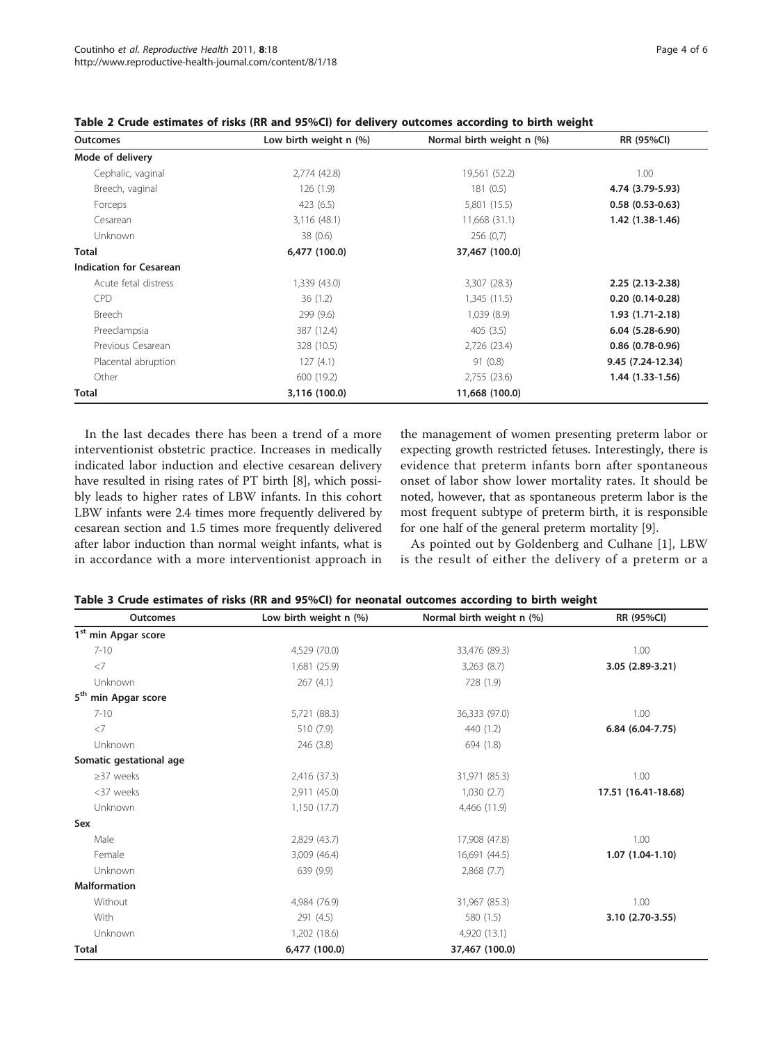**Table 2 Crude estimates of risks (RR and 95%CI) for delivery outcomes according to birth weight**

| Outcomes | Low birth weight n (%) | Normal birth weight n (%) | RR (95%CI) |
|---|---|---|---|
| **Mode of delivery** | | | |
| Cephalic, vaginal | 2,774 (42.8) | 19,561 (52.2) | 1.00 |
| Breech, vaginal | 126 (1.9) | 181 (0.5) | **4.74 (3.79-5.93)** |
| Forceps | 423 (6.5) | 5,801 (15.5) | **0.58 (0.53-0.63)** |
| Cesarean | 3,116 (48.1) | 11,668 (31.1) | **1.42 (1.38-1.46)** |
| Unknown | 38 (0.6) | 256 (0,7) | |
| **Total** | **6,477 (100.0)** | **37,467 (100.0)** | |
| **Indication for Cesarean** | | | |
| Acute fetal distress | 1,339 (43.0) | 3,307 (28.3) | **2.25 (2.13-2.38)** |
| CPD | 36 (1.2) | 1,345 (11.5) | **0.20 (0.14-0.28)** |
| Breech | 299 (9.6) | 1,039 (8.9) | **1.93 (1.71-2.18)** |
| Preeclampsia | 387 (12.4) | 405 (3.5) | **6.04 (5.28-6.90)** |
| Previous Cesarean | 328 (10.5) | 2,726 (23.4) | **0.86 (0.78-0.96)** |
| Placental abruption | 127 (4.1) | 91 (0.8) | **9.45 (7.24-12.34)** |
| Other | 600 (19.2) | 2,755 (23.6) | **1.44 (1.33-1.56)** |
| **Total** | **3,116 (100.0)** | **11,668 (100.0)** | |

In the last decades there has been a trend of a more interventionist obstetric practice. Increases in medically indicated labor induction and elective cesarean delivery have resulted in rising rates of PT birth [8], which possibly leads to higher rates of LBW infants. In this cohort LBW infants were 2.4 times more frequently delivered by cesarean section and 1.5 times more frequently delivered after labor induction than normal weight infants, what is in accordance with a more interventionist approach in the management of women presenting preterm labor or expecting growth restricted fetuses. Interestingly, there is evidence that preterm infants born after spontaneous onset of labor show lower mortality rates. It should be noted, however, that as spontaneous preterm labor is the most frequent subtype of preterm birth, it is responsible for one half of the general preterm mortality [9].

As pointed out by Goldenberg and Culhane [1], LBW is the result of either the delivery of a preterm or a

**Table 3 Crude estimates of risks (RR and 95%CI) for neonatal outcomes according to birth weight**

| Outcomes | Low birth weight n (%) | Normal birth weight n (%) | RR (95%CI) |
|---|---|---|---|
| **1st min Apgar score** | | | |
| 7-10 | 4,529 (70.0) | 33,476 (89.3) | 1.00 |
| <7 | 1,681 (25.9) | 3,263 (8.7) | **3.05 (2.89-3.21)** |
| Unknown | 267 (4.1) | 728 (1.9) | |
| **5th min Apgar score** | | | |
| 7-10 | 5,721 (88.3) | 36,333 (97.0) | 1.00 |
| <7 | 510 (7.9) | 440 (1.2) | **6.84 (6.04-7.75)** |
| Unknown | 246 (3.8) | 694 (1.8) | |
| **Somatic gestational age** | | | |
| ≥37 weeks | 2,416 (37.3) | 31,971 (85.3) | 1.00 |
| <37 weeks | 2,911 (45.0) | 1,030 (2.7) | **17.51 (16.41-18.68)** |
| Unknown | 1,150 (17.7) | 4,466 (11.9) | |
| **Sex** | | | |
| Male | 2,829 (43.7) | 17,908 (47.8) | 1.00 |
| Female | 3,009 (46.4) | 16,691 (44.5) | **1.07 (1.04-1.10)** |
| Unknown | 639 (9.9) | 2,868 (7.7) | |
| **Malformation** | | | |
| Without | 4,984 (76.9) | 31,967 (85.3) | 1.00 |
| With | 291 (4.5) | 580 (1.5) | **3.10 (2.70-3.55)** |
| Unknown | 1,202 (18.6) | 4,920 (13.1) | |
| **Total** | **6,477 (100.0)** | **37,467 (100.0)** | |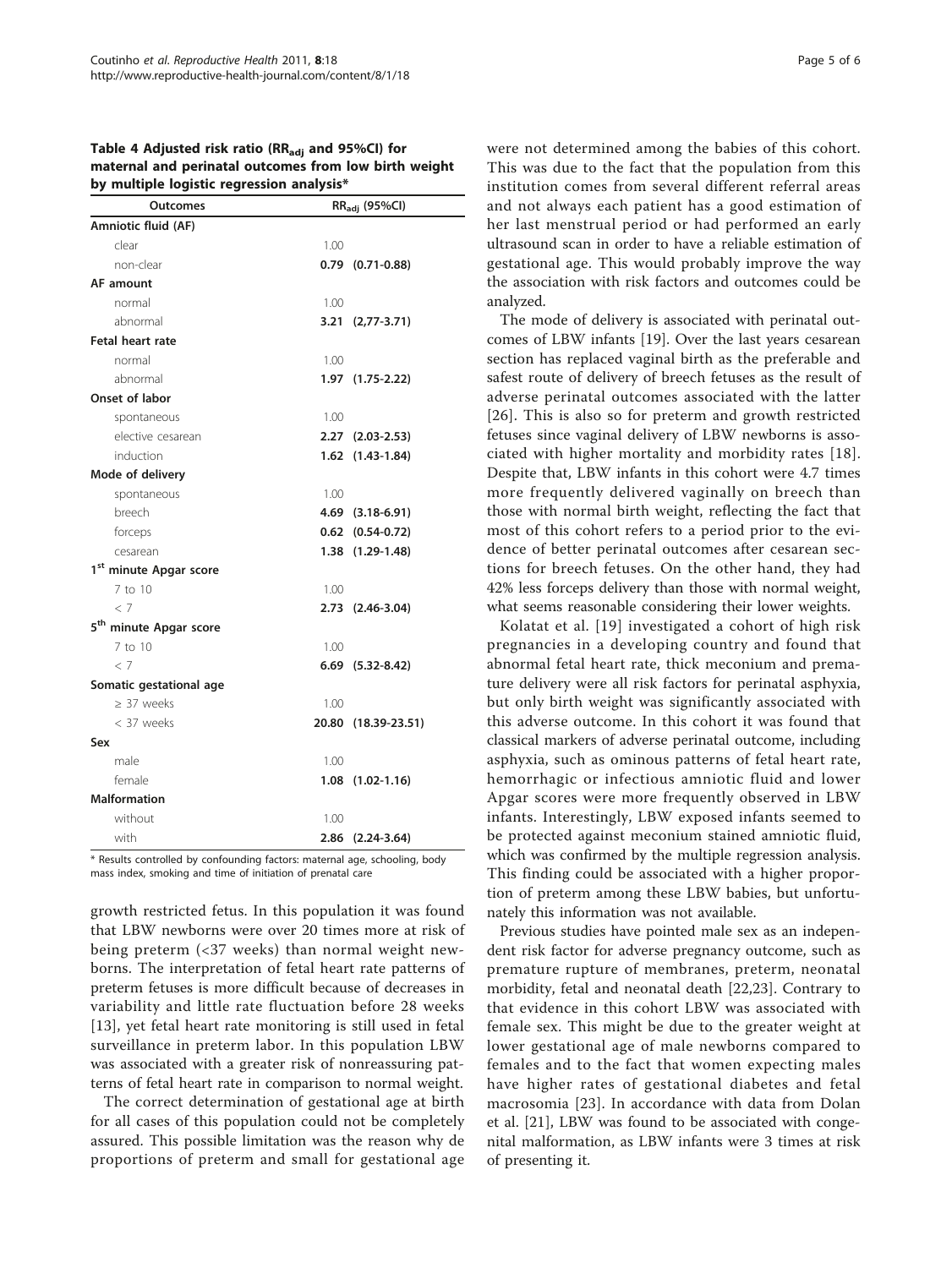**Table 4 Adjusted risk ratio ($RR_{adj}$ and 95%CI) for maternal and perinatal outcomes from low birth weight by multiple logistic regression analysis***

| Outcomes | $RR_{adj}$ (95%CI) | |
|---|---|---|
| **Amniotic fluid (AF)** | | |
| clear | 1.00 | |
| non-clear | **0.79** | **(0.71-0.88)** |
| **AF amount** | | |
| normal | 1.00 | |
| abnormal | **3.21** | **(2,77-3.71)** |
| **Fetal heart rate** | | |
| normal | 1.00 | |
| abnormal | **1.97** | **(1.75-2.22)** |
| **Onset of labor** | | |
| spontaneous | 1.00 | |
| elective cesarean | **2.27** | **(2.03-2.53)** |
| induction | **1.62** | **(1.43-1.84)** |
| **Mode of delivery** | | |
| spontaneous | 1.00 | |
| breech | **4.69** | **(3.18-6.91)** |
| forceps | **0.62** | **(0.54-0.72)** |
| cesarean | **1.38** | **(1.29-1.48)** |
| **1st minute Apgar score** | | |
| 7 to 10 | 1.00 | |
| < 7 | **2.73** | **(2.46-3.04)** |
| **5th minute Apgar score** | | |
| 7 to 10 | 1.00 | |
| < 7 | **6.69** | **(5.32-8.42)** |
| **Somatic gestational age** | | |
| ≥ 37 weeks | 1.00 | |
| < 37 weeks | **20.80** | **(18.39-23.51)** |
| **Sex** | | |
| male | 1.00 | |
| female | **1.08** | **(1.02-1.16)** |
| **Malformation** | | |
| without | 1.00 | |
| with | **2.86** | **(2.24-3.64)** |

\* Results controlled by confounding factors: maternal age, schooling, body mass index, smoking and time of initiation of prenatal care

growth restricted fetus. In this population it was found that LBW newborns were over 20 times more at risk of being preterm (<37 weeks) than normal weight newborns. The interpretation of fetal heart rate patterns of preterm fetuses is more difficult because of decreases in variability and little rate fluctuation before 28 weeks [13], yet fetal heart rate monitoring is still used in fetal surveillance in preterm labor. In this population LBW was associated with a greater risk of nonreassuring patterns of fetal heart rate in comparison to normal weight.

The correct determination of gestational age at birth for all cases of this population could not be completely assured. This possible limitation was the reason why de proportions of preterm and small for gestational age were not determined among the babies of this cohort. This was due to the fact that the population from this institution comes from several different referral areas and not always each patient has a good estimation of her last menstrual period or had performed an early ultrasound scan in order to have a reliable estimation of gestational age. This would probably improve the way the association with risk factors and outcomes could be analyzed.

The mode of delivery is associated with perinatal outcomes of LBW infants [19]. Over the last years cesarean section has replaced vaginal birth as the preferable and safest route of delivery of breech fetuses as the result of adverse perinatal outcomes associated with the latter [26]. This is also so for preterm and growth restricted fetuses since vaginal delivery of LBW newborns is associated with higher mortality and morbidity rates [18]. Despite that, LBW infants in this cohort were 4.7 times more frequently delivered vaginally on breech than those with normal birth weight, reflecting the fact that most of this cohort refers to a period prior to the evidence of better perinatal outcomes after cesarean sections for breech fetuses. On the other hand, they had 42% less forceps delivery than those with normal weight, what seems reasonable considering their lower weights.

Kolatat et al. [19] investigated a cohort of high risk pregnancies in a developing country and found that abnormal fetal heart rate, thick meconium and premature delivery were all risk factors for perinatal asphyxia, but only birth weight was significantly associated with this adverse outcome. In this cohort it was found that classical markers of adverse perinatal outcome, including asphyxia, such as ominous patterns of fetal heart rate, hemorrhagic or infectious amniotic fluid and lower Apgar scores were more frequently observed in LBW infants. Interestingly, LBW exposed infants seemed to be protected against meconium stained amniotic fluid, which was confirmed by the multiple regression analysis. This finding could be associated with a higher proportion of preterm among these LBW babies, but unfortunately this information was not available.

Previous studies have pointed male sex as an independent risk factor for adverse pregnancy outcome, such as premature rupture of membranes, preterm, neonatal morbidity, fetal and neonatal death [22,23]. Contrary to that evidence in this cohort LBW was associated with female sex. This might be due to the greater weight at lower gestational age of male newborns compared to females and to the fact that women expecting males have higher rates of gestational diabetes and fetal macrosomia [23]. In accordance with data from Dolan et al. [21], LBW was found to be associated with congenital malformation, as LBW infants were 3 times at risk of presenting it.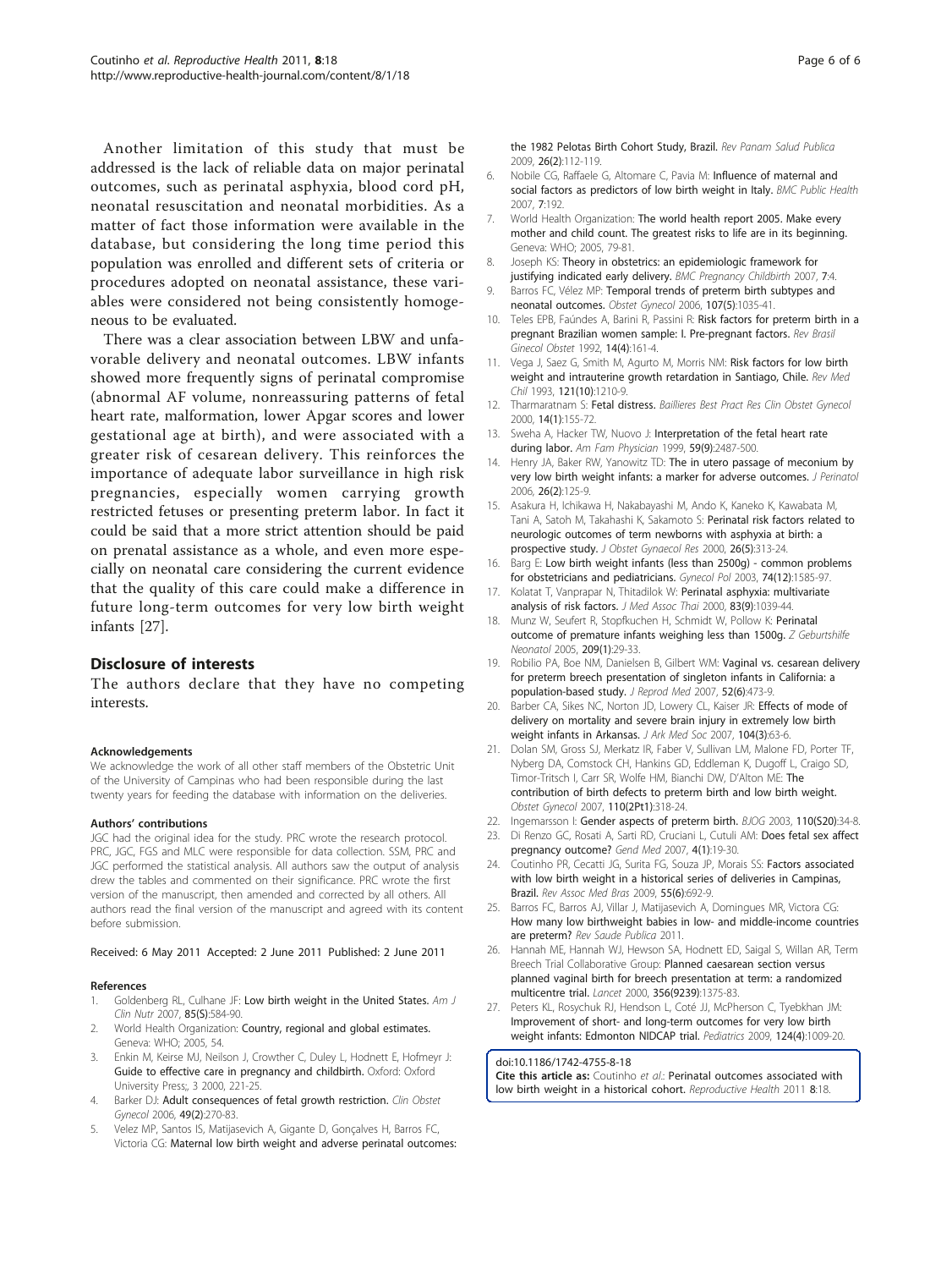Another limitation of this study that must be addressed is the lack of reliable data on major perinatal outcomes, such as perinatal asphyxia, blood cord pH, neonatal resuscitation and neonatal morbidities. As a matter of fact those information were available in the database, but considering the long time period this population was enrolled and different sets of criteria or procedures adopted on neonatal assistance, these variables were considered not being consistently homogeneous to be evaluated.

There was a clear association between LBW and unfavorable delivery and neonatal outcomes. LBW infants showed more frequently signs of perinatal compromise (abnormal AF volume, nonreassuring patterns of fetal heart rate, malformation, lower Apgar scores and lower gestational age at birth), and were associated with a greater risk of cesarean delivery. This reinforces the importance of adequate labor surveillance in high risk pregnancies, especially women carrying growth restricted fetuses or presenting preterm labor. In fact it could be said that a more strict attention should be paid on prenatal assistance as a whole, and even more especially on neonatal care considering the current evidence that the quality of this care could make a difference in future long-term outcomes for very low birth weight infants [27].

## Disclosure of interests

The authors declare that they have no competing interests.

#### Acknowledgements

We acknowledge the work of all other staff members of the Obstetric Unit of the University of Campinas who had been responsible during the last twenty years for feeding the database with information on the deliveries.

#### Authors' contributions

JGC had the original idea for the study. PRC wrote the research protocol. PRC, JGC, FGS and MLC were responsible for data collection. SSM, PRC and JGC performed the statistical analysis. All authors saw the output of analysis drew the tables and commented on their significance. PRC wrote the first version of the manuscript, then amended and corrected by all others. All authors read the final version of the manuscript and agreed with its content before submission.

Received: 6 May 2011 Accepted: 2 June 2011 Published: 2 June 2011

#### References

1. Goldenberg RL, Culhane JF: Low birth weight in the United States. *Am J Clin Nutr* 2007, 85(S):584-90.
2. World Health Organization: Country, regional and global estimates. Geneva: WHO; 2005, 54.
3. Enkin M, Keirse MJ, Neilson J, Crowther C, Duley L, Hodnett E, Hofmeyr J: Guide to effective care in pregnancy and childbirth. Oxford: Oxford University Press;, 3 2000, 221-25.
4. Barker DJ: Adult consequences of fetal growth restriction. *Clin Obstet Gynecol* 2006, 49(2):270-83.
5. Velez MP, Santos IS, Matijasevich A, Gigante D, Gonçalves H, Barros FC, Victoria CG: Maternal low birth weight and adverse perinatal outcomes: the 1982 Pelotas Birth Cohort Study, Brazil. *Rev Panam Salud Publica* 2009, 26(2):112-119.
6. Nobile CG, Raffaele G, Altomare C, Pavia M: Influence of maternal and social factors as predictors of low birth weight in Italy. *BMC Public Health* 2007, 7:192.
7. World Health Organization: The world health report 2005. Make every mother and child count. The greatest risks to life are in its beginning. Geneva: WHO; 2005, 79-81.
8. Joseph KS: Theory in obstetrics: an epidemiologic framework for justifying indicated early delivery. *BMC Pregnancy Childbirth* 2007, 7:4.
9. Barros FC, Vélez MP: Temporal trends of preterm birth subtypes and neonatal outcomes. *Obstet Gynecol* 2006, 107(5):1035-41.
10. Teles EPB, Faúndes A, Barini R, Passini R: Risk factors for preterm birth in a pregnant Brazilian women sample: I. Pre-pregnant factors. *Rev Brasil Ginecol Obstet* 1992, 14(4):161-4.
11. Vega J, Saez G, Smith M, Agurto M, Morris NM: Risk factors for low birth weight and intrauterine growth retardation in Santiago, Chile. *Rev Med Chil* 1993, 121(10):1210-9.
12. Tharmaratnam S: Fetal distress. *Baillieres Best Pract Res Clin Obstet Gynecol* 2000, 14(1):155-72.
13. Sweha A, Hacker TW, Nuovo J: Interpretation of the fetal heart rate during labor. *Am Fam Physician* 1999, 59(9):2487-500.
14. Henry JA, Baker RW, Yanowitz TD: The in utero passage of meconium by very low birth weight infants: a marker for adverse outcomes. *J Perinatol* 2006, 26(2):125-9.
15. Asakura H, Ichikawa H, Nakabayashi M, Ando K, Kaneko K, Kawabata M, Tani A, Satoh M, Takahashi K, Sakamoto S: Perinatal risk factors related to neurologic outcomes of term newborns with asphyxia at birth: a prospective study. *J Obstet Gynaecol Res* 2000, 26(5):313-24.
16. Barg E: Low birth weight infants (less than 2500g) - common problems for obstetricians and pediatricians. *Gynecol Pol* 2003, 74(12):1585-97.
17. Kolatat T, Vanprapar N, Thitadilok W: Perinatal asphyxia: multivariate analysis of risk factors. *J Med Assoc Thai* 2000, 83(9):1039-44.
18. Munz W, Seufert R, Stopfkuchen H, Schmidt W, Pollow K: Perinatal outcome of premature infants weighing less than 1500g. *Z Geburtshilfe Neonatol* 2005, 209(1):29-33.
19. Robilio PA, Boe NM, Danielsen B, Gilbert WM: Vaginal vs. cesarean delivery for preterm breech presentation of singleton infants in California: a population-based study. *J Reprod Med* 2007, 52(6):473-9.
20. Barber CA, Sikes NC, Norton JD, Lowery CL, Kaiser JR: Effects of mode of delivery on mortality and severe brain injury in extremely low birth weight infants in Arkansas. *J Ark Med Soc* 2007, 104(3):63-6.
21. Dolan SM, Gross SJ, Merkatz IR, Faber V, Sullivan LM, Malone FD, Porter TF, Nyberg DA, Comstock CH, Hankins GD, Eddleman K, Dugoff L, Craigo SD, Timor-Tritsch I, Carr SR, Wolfe HM, Bianchi DW, D'Alton ME: The contribution of birth defects to preterm birth and low birth weight. *Obstet Gynecol* 2007, 110(2Pt1):318-24.
22. Ingemarsson I: Gender aspects of preterm birth. *BJOG* 2003, 110(S20):34-8.
23. Di Renzo GC, Rosati A, Sarti RD, Cruciani L, Cutuli AM: Does fetal sex affect pregnancy outcome? *Gend Med* 2007, 4(1):19-30.
24. Coutinho PR, Cecatti JG, Surita FG, Souza JP, Morais SS: Factors associated with low birth weight in a historical series of deliveries in Campinas, Brazil. *Rev Assoc Med Bras* 2009, 55(6):692-9.
25. Barros FC, Barros AJ, Villar J, Matijasevich A, Domingues MR, Victora CG: How many low birthweight babies in low- and middle-income countries are preterm? *Rev Saude Publica* 2011.
26. Hannah ME, Hannah WJ, Hewson SA, Hodnett ED, Saigal S, Willan AR, Term Breech Trial Collaborative Group: Planned caesarean section versus planned vaginal birth for breech presentation at term: a randomized multicentre trial. *Lancet* 2000, 356(9239):1375-83.
27. Peters KL, Rosychuk RJ, Hendson L, Coté JJ, McPherson C, Tyebkhan JM: Improvement of short- and long-term outcomes for very low birth weight infants: Edmonton NIDCAP trial. *Pediatrics* 2009, 124(4):1009-20.

doi:10.1186/1742-4755-8-18

**Cite this article as:** Coutinho *et al.*: Perinatal outcomes associated with low birth weight in a historical cohort. *Reproductive Health* 2011 8:18.